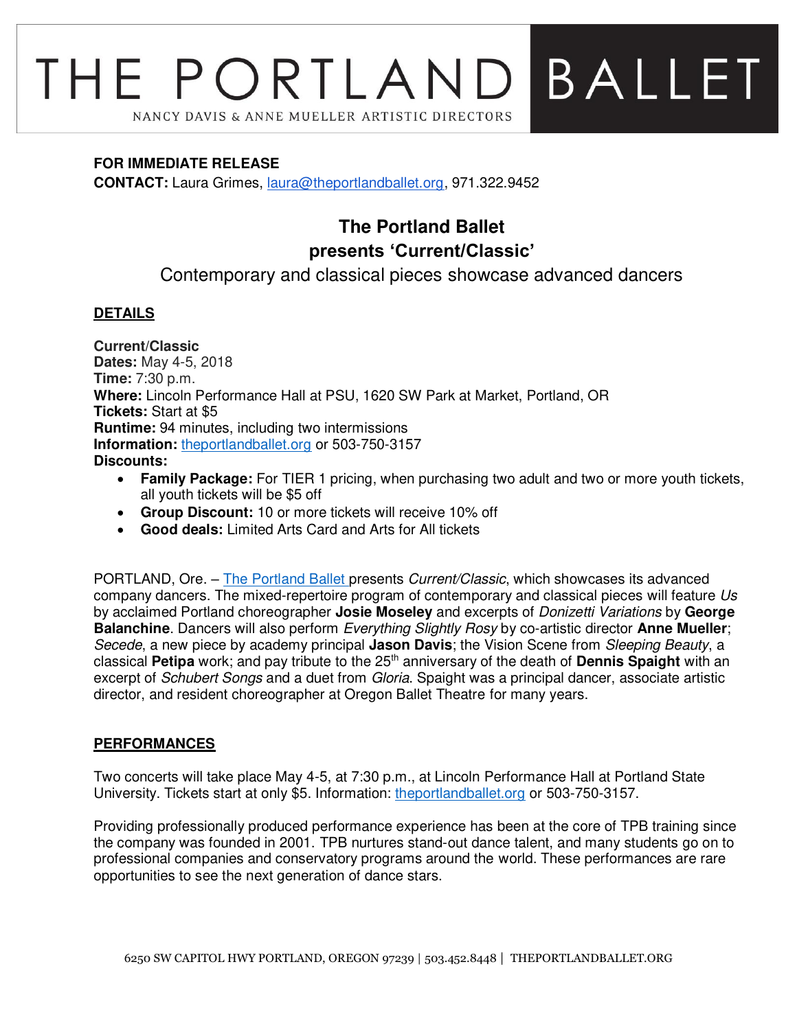# THE PORTLAND BALLET

NANCY DAVIS & ANNE MUELLER ARTISTIC DIRECTORS

**FOR IMMEDIATE RELEASE**
**CONTACT:** Laura Grimes, laura@theportlandballet.org, 971.322.9452

## The Portland Ballet presents 'Current/Classic'

Contemporary and classical pieces showcase advanced dancers

### DETAILS

**Current/Classic**
**Dates:** May 4-5, 2018
**Time:** 7:30 p.m.
**Where:** Lincoln Performance Hall at PSU, 1620 SW Park at Market, Portland, OR
**Tickets:** Start at $5
**Runtime:** 94 minutes, including two intermissions
**Information:** theportlandballet.org or 503-750-3157
**Discounts:**

- **Family Package:** For TIER 1 pricing, when purchasing two adult and two or more youth tickets, all youth tickets will be $5 off
- **Group Discount:** 10 or more tickets will receive 10% off
- **Good deals:** Limited Arts Card and Arts for All tickets

PORTLAND, Ore. – The Portland Ballet presents *Current/Classic*, which showcases its advanced company dancers. The mixed-repertoire program of contemporary and classical pieces will feature *Us* by acclaimed Portland choreographer **Josie Moseley** and excerpts of *Donizetti Variations* by **George Balanchine**. Dancers will also perform *Everything Slightly Rosy* by co-artistic director **Anne Mueller**; *Secede*, a new piece by academy principal **Jason Davis**; the Vision Scene from *Sleeping Beauty*, a classical **Petipa** work; and pay tribute to the 25th anniversary of the death of **Dennis Spaight** with an excerpt of *Schubert Songs* and a duet from *Gloria*. Spaight was a principal dancer, associate artistic director, and resident choreographer at Oregon Ballet Theatre for many years.

### PERFORMANCES

Two concerts will take place May 4-5, at 7:30 p.m., at Lincoln Performance Hall at Portland State University. Tickets start at only $5. Information: theportlandballet.org or 503-750-3157.

Providing professionally produced performance experience has been at the core of TPB training since the company was founded in 2001. TPB nurtures stand-out dance talent, and many students go on to professional companies and conservatory programs around the world. These performances are rare opportunities to see the next generation of dance stars.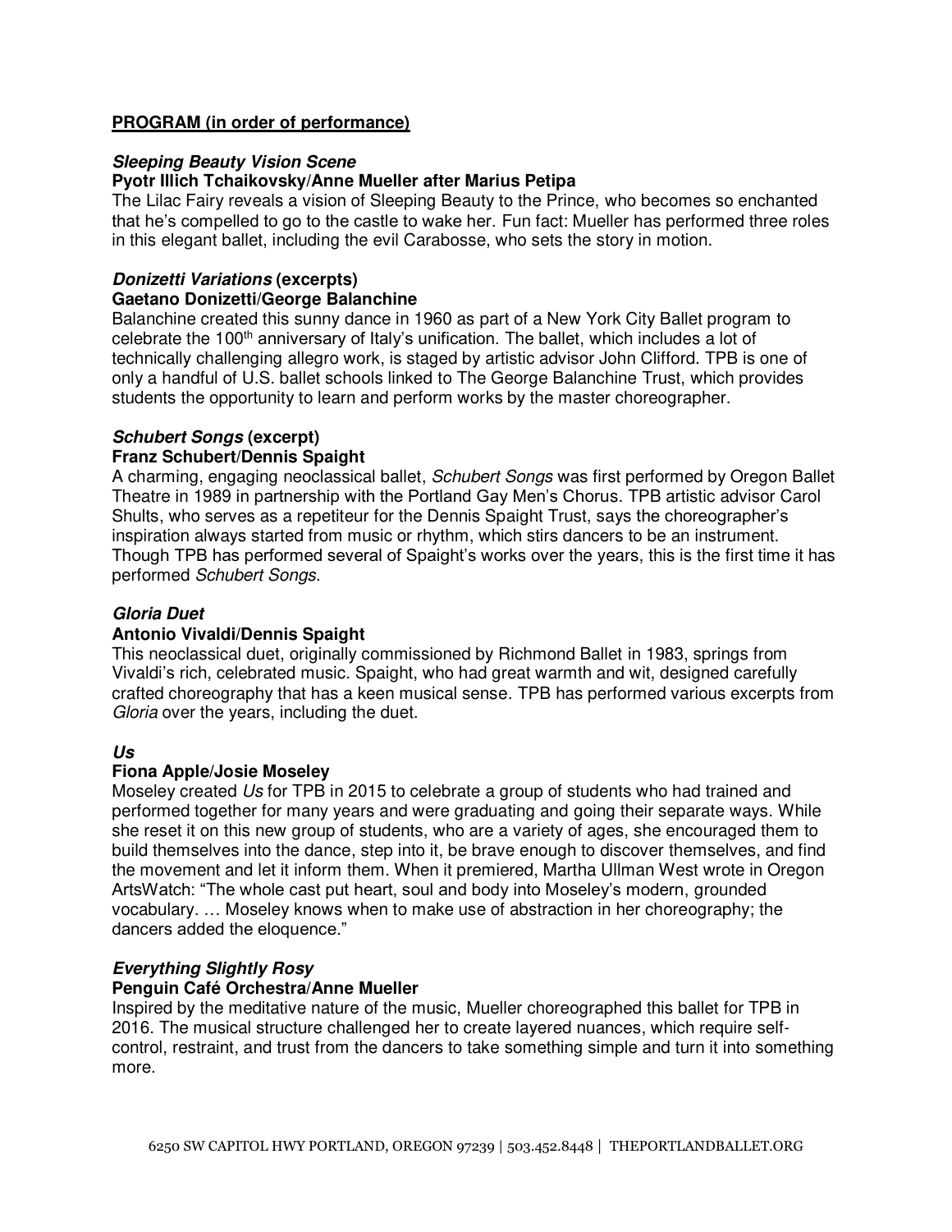**PROGRAM (in order of performance)**

***Sleeping Beauty Vision Scene***
**Pyotr Illich Tchaikovsky/Anne Mueller after Marius Petipa**
The Lilac Fairy reveals a vision of Sleeping Beauty to the Prince, who becomes so enchanted that he's compelled to go to the castle to wake her. Fun fact: Mueller has performed three roles in this elegant ballet, including the evil Carabosse, who sets the story in motion.

***Donizetti Variations* (excerpts)**
**Gaetano Donizetti/George Balanchine**
Balanchine created this sunny dance in 1960 as part of a New York City Ballet program to celebrate the 100th anniversary of Italy's unification. The ballet, which includes a lot of technically challenging allegro work, is staged by artistic advisor John Clifford. TPB is one of only a handful of U.S. ballet schools linked to The George Balanchine Trust, which provides students the opportunity to learn and perform works by the master choreographer.

***Schubert Songs* (excerpt)**
**Franz Schubert/Dennis Spaight**
A charming, engaging neoclassical ballet, *Schubert Songs* was first performed by Oregon Ballet Theatre in 1989 in partnership with the Portland Gay Men's Chorus. TPB artistic advisor Carol Shults, who serves as a repetiteur for the Dennis Spaight Trust, says the choreographer's inspiration always started from music or rhythm, which stirs dancers to be an instrument. Though TPB has performed several of Spaight's works over the years, this is the first time it has performed *Schubert Songs*.

***Gloria Duet***
**Antonio Vivaldi/Dennis Spaight**
This neoclassical duet, originally commissioned by Richmond Ballet in 1983, springs from Vivaldi's rich, celebrated music. Spaight, who had great warmth and wit, designed carefully crafted choreography that has a keen musical sense. TPB has performed various excerpts from *Gloria* over the years, including the duet.

***Us***
**Fiona Apple/Josie Moseley**
Moseley created *Us* for TPB in 2015 to celebrate a group of students who had trained and performed together for many years and were graduating and going their separate ways. While she reset it on this new group of students, who are a variety of ages, she encouraged them to build themselves into the dance, step into it, be brave enough to discover themselves, and find the movement and let it inform them. When it premiered, Martha Ullman West wrote in Oregon ArtsWatch: "The whole cast put heart, soul and body into Moseley's modern, grounded vocabulary. … Moseley knows when to make use of abstraction in her choreography; the dancers added the eloquence."

***Everything Slightly Rosy***
**Penguin Café Orchestra/Anne Mueller**
Inspired by the meditative nature of the music, Mueller choreographed this ballet for TPB in 2016. The musical structure challenged her to create layered nuances, which require self-control, restraint, and trust from the dancers to take something simple and turn it into something more.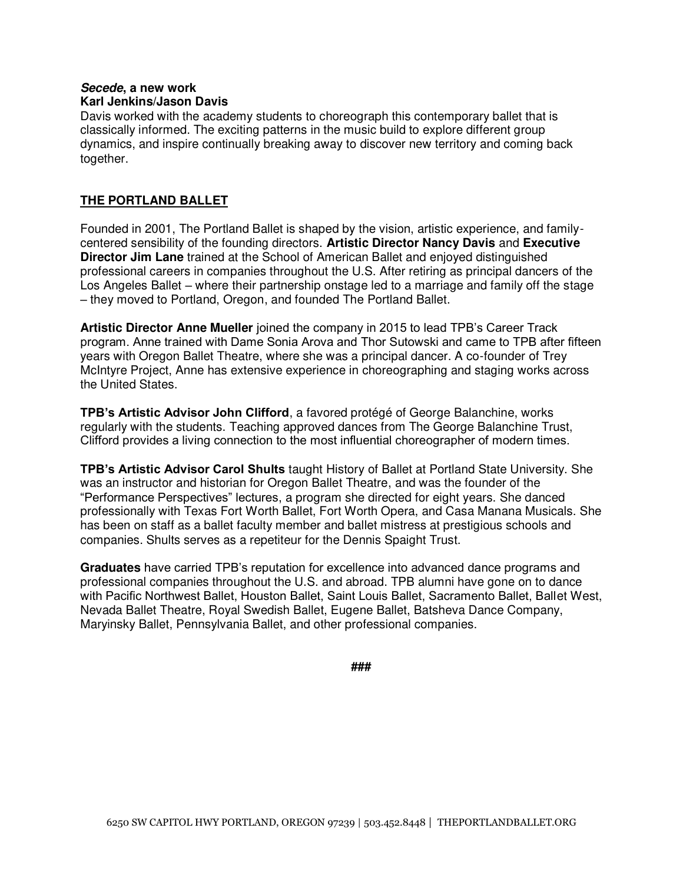***Secede*, a new work**
**Karl Jenkins/Jason Davis**
Davis worked with the academy students to choreograph this contemporary ballet that is classically informed. The exciting patterns in the music build to explore different group dynamics, and inspire continually breaking away to discover new territory and coming back together.

## THE PORTLAND BALLET

Founded in 2001, The Portland Ballet is shaped by the vision, artistic experience, and family-centered sensibility of the founding directors. **Artistic Director Nancy Davis** and **Executive Director Jim Lane** trained at the School of American Ballet and enjoyed distinguished professional careers in companies throughout the U.S. After retiring as principal dancers of the Los Angeles Ballet – where their partnership onstage led to a marriage and family off the stage – they moved to Portland, Oregon, and founded The Portland Ballet.

**Artistic Director Anne Mueller** joined the company in 2015 to lead TPB's Career Track program. Anne trained with Dame Sonia Arova and Thor Sutowski and came to TPB after fifteen years with Oregon Ballet Theatre, where she was a principal dancer. A co-founder of Trey McIntyre Project, Anne has extensive experience in choreographing and staging works across the United States.

**TPB's Artistic Advisor John Clifford**, a favored protégé of George Balanchine, works regularly with the students. Teaching approved dances from The George Balanchine Trust, Clifford provides a living connection to the most influential choreographer of modern times.

**TPB's Artistic Advisor Carol Shults** taught History of Ballet at Portland State University. She was an instructor and historian for Oregon Ballet Theatre, and was the founder of the "Performance Perspectives" lectures, a program she directed for eight years. She danced professionally with Texas Fort Worth Ballet, Fort Worth Opera, and Casa Manana Musicals. She has been on staff as a ballet faculty member and ballet mistress at prestigious schools and companies. Shults serves as a repetiteur for the Dennis Spaight Trust.

**Graduates** have carried TPB's reputation for excellence into advanced dance programs and professional companies throughout the U.S. and abroad. TPB alumni have gone on to dance with Pacific Northwest Ballet, Houston Ballet, Saint Louis Ballet, Sacramento Ballet, Ballet West, Nevada Ballet Theatre, Royal Swedish Ballet, Eugene Ballet, Batsheva Dance Company, Maryinsky Ballet, Pennsylvania Ballet, and other professional companies.

**###**

6250 SW CAPITOL HWY PORTLAND, OREGON 97239 | 503.452.8448 | THEPORTLANDBALLET.ORG